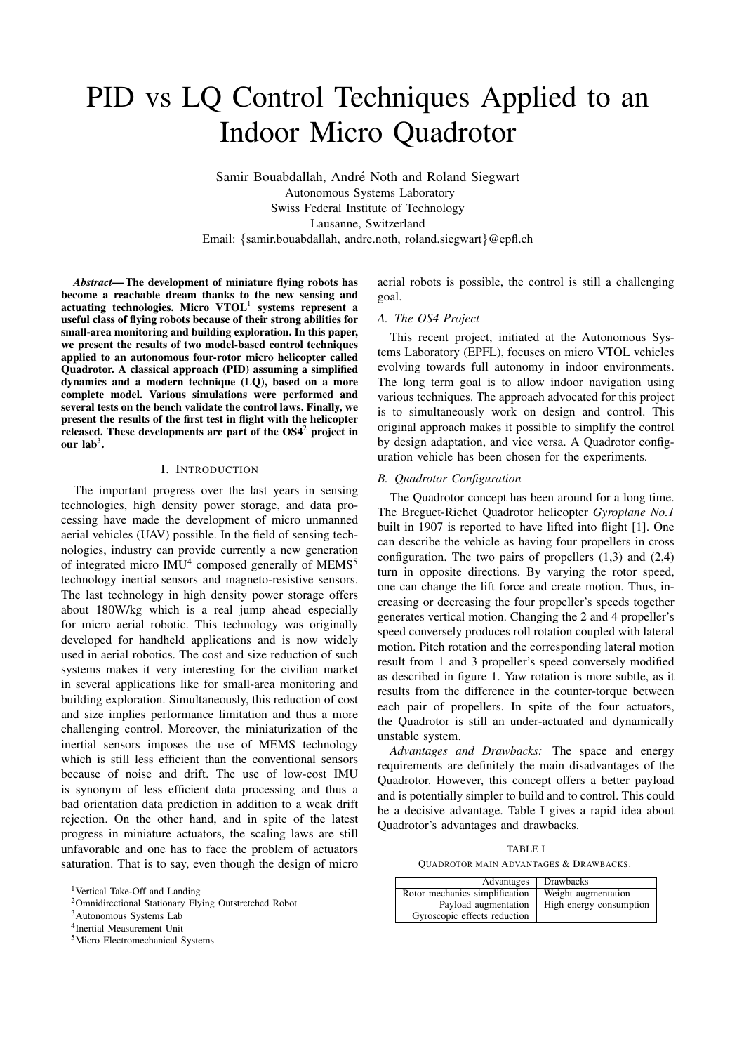# PID vs LQ Control Techniques Applied to an Indoor Micro Quadrotor

Samir Bouabdallah, André Noth and Roland Siegwart
Autonomous Systems Laboratory
Swiss Federal Institute of Technology
Lausanne, Switzerland
Email: {samir.bouabdallah, andre.noth, roland.siegwart}@epfl.ch

***Abstract*— The development of miniature flying robots has become a reachable dream thanks to the new sensing and actuating technologies. Micro VTOL[1] systems represent a useful class of flying robots because of their strong abilities for small-area monitoring and building exploration. In this paper, we present the results of two model-based control techniques applied to an autonomous four-rotor micro helicopter called Quadrotor. A classical approach (PID) assuming a simplified dynamics and a modern technique (LQ), based on a more complete model. Various simulations were performed and several tests on the bench validate the control laws. Finally, we present the results of the first test in flight with the helicopter released. These developments are part of the OS4[2] project in our lab[3].**

## I. Introduction

The important progress over the last years in sensing technologies, high density power storage, and data processing have made the development of micro unmanned aerial vehicles (UAV) possible. In the field of sensing technologies, industry can provide currently a new generation of integrated micro IMU[4] composed generally of MEMS[5] technology inertial sensors and magneto-resistive sensors. The last technology in high density power storage offers about 180W/kg which is a real jump ahead especially for micro aerial robotic. This technology was originally developed for handheld applications and is now widely used in aerial robotics. The cost and size reduction of such systems makes it very interesting for the civilian market in several applications like for small-area monitoring and building exploration. Simultaneously, this reduction of cost and size implies performance limitation and thus a more challenging control. Moreover, the miniaturization of the inertial sensors imposes the use of MEMS technology which is still less efficient than the conventional sensors because of noise and drift. The use of low-cost IMU is synonym of less efficient data processing and thus a bad orientation data prediction in addition to a weak drift rejection. On the other hand, and in spite of the latest progress in miniature actuators, the scaling laws are still unfavorable and one has to face the problem of actuators saturation. That is to say, even though the design of micro aerial robots is possible, the control is still a challenging goal.

### A. The OS4 Project

This recent project, initiated at the Autonomous Systems Laboratory (EPFL), focuses on micro VTOL vehicles evolving towards full autonomy in indoor environments. The long term goal is to allow indoor navigation using various techniques. The approach advocated for this project is to simultaneously work on design and control. This original approach makes it possible to simplify the control by design adaptation, and vice versa. A Quadrotor configuration vehicle has been chosen for the experiments.

### B. Quadrotor Configuration

The Quadrotor concept has been around for a long time. The Breguet-Richet Quadrotor helicopter *Gyroplane No.1* built in 1907 is reported to have lifted into flight [1]. One can describe the vehicle as having four propellers in cross configuration. The two pairs of propellers (1,3) and (2,4) turn in opposite directions. By varying the rotor speed, one can change the lift force and create motion. Thus, increasing or decreasing the four propeller's speeds together generates vertical motion. Changing the 2 and 4 propeller's speed conversely produces roll rotation coupled with lateral motion. Pitch rotation and the corresponding lateral motion result from 1 and 3 propeller's speed conversely modified as described in figure 1. Yaw rotation is more subtle, as it results from the difference in the counter-torque between each pair of propellers. In spite of the four actuators, the Quadrotor is still an under-actuated and dynamically unstable system.

*Advantages and Drawbacks:* The space and energy requirements are definitely the main disadvantages of the Quadrotor. However, this concept offers a better payload and is potentially simpler to build and to control. This could be a decisive advantage. Table I gives a rapid idea about Quadrotor's advantages and drawbacks.

TABLE I
Quadrotor main Advantages & Drawbacks.

| Advantages | Drawbacks |
|---|---|
| Rotor mechanics simplification | Weight augmentation |
| Payload augmentation | High energy consumption |
| Gyroscopic effects reduction | |

[1]Vertical Take-Off and Landing
[2]Omnidirectional Stationary Flying Outstretched Robot
[3]Autonomous Systems Lab
[4]Inertial Measurement Unit
[5]Micro Electromechanical Systems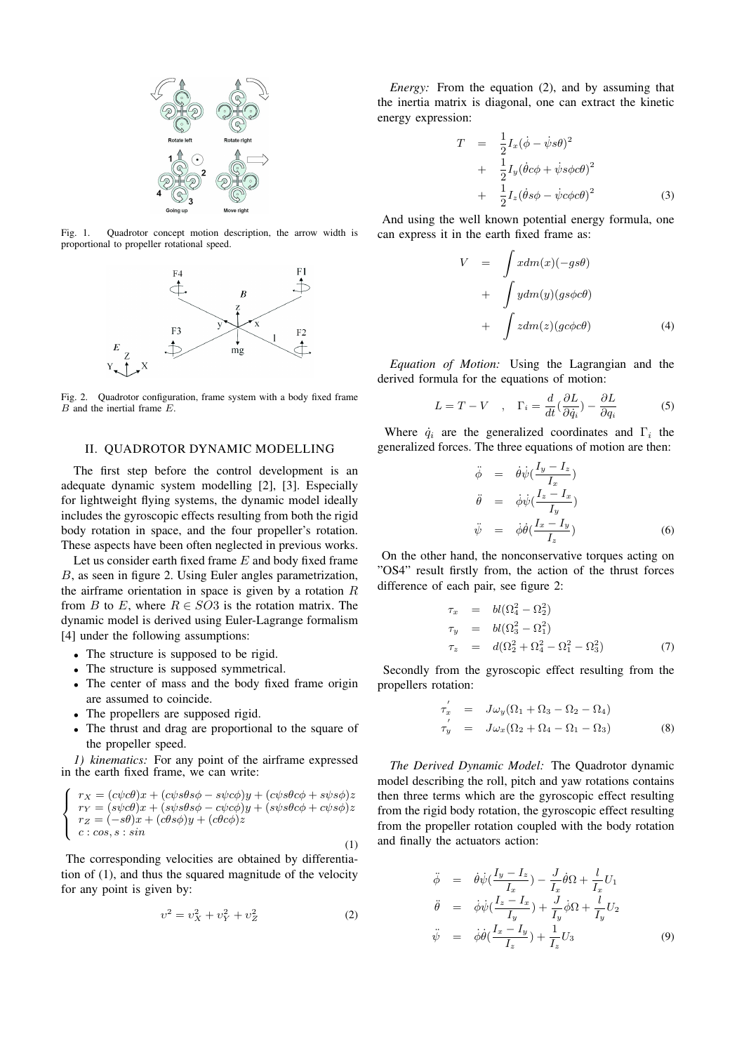Fig. 1. Quadrotor concept motion description, the arrow width is proportional to propeller rotational speed.

Fig. 2. Quadrotor configuration, frame system with a body fixed frame $B$ and the inertial frame $E$.

## II. QUADROTOR DYNAMIC MODELLING

The first step before the control development is an adequate dynamic system modelling [2], [3]. Especially for lightweight flying systems, the dynamic model ideally includes the gyroscopic effects resulting from both the rigid body rotation in space, and the four propeller's rotation. These aspects have been often neglected in previous works.

Let us consider earth fixed frame $E$ and body fixed frame $B$, as seen in figure 2. Using Euler angles parametrization, the airframe orientation in space is given by a rotation $R$ from $B$ to $E$, where $R \in SO3$ is the rotation matrix. The dynamic model is derived using Euler-Lagrange formalism [4] under the following assumptions:

- The structure is supposed to be rigid.
- The structure is supposed symmetrical.
- The center of mass and the body fixed frame origin are assumed to coincide.
- The propellers are supposed rigid.
- The thrust and drag are proportional to the square of the propeller speed.

*1) kinematics:* For any point of the airframe expressed in the earth fixed frame, we can write:

$$\left\{ \begin{array}{l} r_X = (c\psi c\theta)x + (c\psi s\theta s\phi - s\psi c\phi)y + (c\psi s\theta c\phi + s\psi s\phi)z \\ r_Y = (s\psi c\theta)x + (s\psi s\theta s\phi - c\psi c\phi)y + (s\psi s\theta c\phi + c\psi s\phi)z \\ r_Z = (-s\theta)x + (c\theta s\phi)y + (c\theta c\phi)z \\ c: cos, s: sin \end{array} \right. \tag{1}$$

The corresponding velocities are obtained by differentiation of (1), and thus the squared magnitude of the velocity for any point is given by:

$$v^2 = v_X^2 + v_Y^2 + v_Z^2 \tag{2}$$

*Energy:* From the equation (2), and by assuming that the inertia matrix is diagonal, one can extract the kinetic energy expression:

$$\begin{aligned} T &= \frac{1}{2}I_x(\dot{\phi} - \dot{\psi}s\theta)^2 \\ &+ \frac{1}{2}I_y(\dot{\theta}c\phi + \dot{\psi}s\phi c\theta)^2 \\ &+ \frac{1}{2}I_z(\dot{\theta}s\phi - \dot{\psi}c\phi c\theta)^2 \end{aligned} \tag{3}$$

And using the well known potential energy formula, one can express it in the earth fixed frame as:

$$\begin{aligned} V &= \int x dm(x)(-gs\theta) \\ &+ \int y dm(y)(gs\phi c\theta) \\ &+ \int z dm(z)(gc\phi c\theta) \end{aligned} \tag{4}$$

*Equation of Motion:* Using the Lagrangian and the derived formula for the equations of motion:

$$L = T - V \quad , \quad \Gamma_i = \frac{d}{dt}(\frac{\partial L}{\partial \dot{q_i}}) - \frac{\partial L}{\partial q_i} \tag{5}$$

Where $\dot{q}_i$ are the generalized coordinates and $\Gamma_i$ the generalized forces. The three equations of motion are then:

$$\begin{aligned} \ddot{\phi} &= \dot{\theta}\dot{\psi}(\frac{I_y - I_z}{I_x}) \\ \ddot{\theta} &= \dot{\phi}\dot{\psi}(\frac{I_z - I_x}{I_y}) \\ \ddot{\psi} &= \dot{\phi}\dot{\theta}(\frac{I_x - I_y}{I_z}) \end{aligned} \tag{6}$$

On the other hand, the nonconservative torques acting on "OS4" result firstly from, the action of the thrust forces difference of each pair, see figure 2:

$$\begin{aligned} \tau_x &= bl(\Omega_4^2 - \Omega_2^2) \\ \tau_y &= bl(\Omega_3^2 - \Omega_1^2) \\ \tau_z &= d(\Omega_2^2 + \Omega_4^2 - \Omega_1^2 - \Omega_3^2) \end{aligned} \tag{7}$$

Secondly from the gyroscopic effect resulting from the propellers rotation:

$$\begin{aligned} \tau_x^{'} &= J\omega_y(\Omega_1 + \Omega_3 - \Omega_2 - \Omega_4) \\ \tau_y^{'} &= J\omega_x(\Omega_2 + \Omega_4 - \Omega_1 - \Omega_3) \end{aligned} \tag{8}$$

*The Derived Dynamic Model:* The Quadrotor dynamic model describing the roll, pitch and yaw rotations contains then three terms which are the gyroscopic effect resulting from the rigid body rotation, the gyroscopic effect resulting from the propeller rotation coupled with the body rotation and finally the actuators action:

$$\begin{aligned} \ddot{\phi} &= \dot{\theta}\dot{\psi}(\frac{I_y - I_z}{I_x}) - \frac{J}{I_x}\dot{\theta}\Omega + \frac{l}{I_x}U_1 \\ \ddot{\theta} &= \dot{\phi}\dot{\psi}(\frac{I_z - I_x}{I_y}) + \frac{J}{I_y}\dot{\phi}\Omega + \frac{l}{I_y}U_2 \\ \ddot{\psi} &= \dot{\phi}\dot{\theta}(\frac{I_x - I_y}{I_z}) + \frac{1}{I_z}U_3 \end{aligned} \tag{9}$$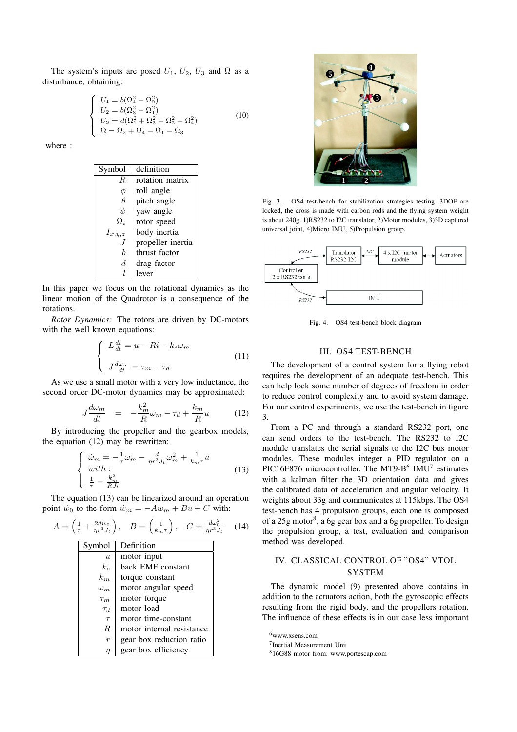The system's inputs are posed $U_1$, $U_2$, $U_3$ and $\Omega$ as a disturbance, obtaining:

$$\begin{cases} U_1 = b(\Omega_4^2 - \Omega_2^2) \\ U_2 = b(\Omega_3^2 - \Omega_1^2) \\ U_3 = d(\Omega_1^2 + \Omega_3^2 - \Omega_2^2 - \Omega_4^2) \\ \Omega = \Omega_2 + \Omega_4 - \Omega_1 - \Omega_3 \end{cases} \tag{10}$$

where :

| Symbol | definition |
|---|---|
| $R$ | rotation matrix |
| $\phi$ | roll angle |
| $\theta$ | pitch angle |
| $\psi$ | yaw angle |
| $\Omega_i$ | rotor speed |
| $I_{x,y,z}$ | body inertia |
| $J$ | propeller inertia |
| $b$ | thrust factor |
| $d$ | drag factor |
| $l$ | lever |

In this paper we focus on the rotational dynamics as the linear motion of the Quadrotor is a consequence of the rotations.

*Rotor Dynamics:* The rotors are driven by DC-motors with the well known equations:

$$\begin{cases} L\frac{di}{dt} = u - Ri - k_e\omega_m \\ J\frac{d\omega_m}{dt} = \tau_m - \tau_d \end{cases} \tag{11}$$

As we use a small motor with a very low inductance, the second order DC-motor dynamics may be approximated:

$$J\frac{d\omega_m}{dt} = -\frac{k_m^2}{R}\omega_m - \tau_d + \frac{k_m}{R}u \tag{12}$$

By introducing the propeller and the gearbox models, the equation (12) may be rewritten:

$$\begin{cases} \dot{\omega}_m = -\frac{1}{\tau}\omega_m - \frac{d}{\eta r^3 J_t}\omega_m^2 + \frac{1}{k_m \tau}u \\ with : \\ \frac{1}{\tau} = \frac{k_m^2}{R J_t} \end{cases} \tag{13}$$

The equation (13) can be linearized around an operation point $\dot{w}_0$ to the form $\dot{w}_m = -Aw_m + Bu + C$ with:

$$A = \left(\frac{1}{\tau} + \frac{2dw_0}{\eta r^3 J_t}\right), \quad B = \left(\frac{1}{k_m \tau}\right), \quad C = \frac{d\omega_0^2}{\eta r^3 J_t} \tag{14}$$

| Symbol | Definition |
|---|---|
| $u$ | motor input |
| $k_e$ | back EMF constant |
| $k_m$ | torque constant |
| $\omega_m$ | motor angular speed |
| $\tau_m$ | motor torque |
| $\tau_d$ | motor load |
| $\tau$ | motor time-constant |
| $R$ | motor internal resistance |
| $r$ | gear box reduction ratio |
| $\eta$ | gear box efficiency |

Fig. 3. OS4 test-bench for stabilization strategies testing, 3DOF are locked, the cross is made with carbon rods and the flying system weight is about 240g. 1)RS232 to I2C translator, 2)Motor modules, 3)3D captured universal joint, 4)Micro IMU, 5)Propulsion group.

Fig. 4. OS4 test-bench block diagram

## III. OS4 TEST-BENCH

The development of a control system for a flying robot requires the development of an adequate test-bench. This can help lock some number of degrees of freedom in order to reduce control complexity and to avoid system damage. For our control experiments, we use the test-bench in figure 3.

From a PC and through a standard RS232 port, one can send orders to the test-bench. The RS232 to I2C module translates the serial signals to the I2C bus motor modules. These modules integer a PID regulator on a PIC16F876 microcontroller. The MT9-B[6] IMU[7] estimates with a kalman filter the 3D orientation data and gives the calibrated data of acceleration and angular velocity. It weights about 33g and communicates at 115kbps. The OS4 test-bench has 4 propulsion groups, each one is composed of a 25g motor[8], a 6g gear box and a 6g propeller. To design the propulsion group, a test, evaluation and comparison method was developed.

## IV. CLASSICAL CONTROL OF "OS4" VTOL SYSTEM

The dynamic model (9) presented above contains in addition to the actuators action, both the gyroscopic effects resulting from the rigid body, and the propellers rotation. The influence of these effects is in our case less important

[6]www.xsens.com

[7]Inertial Measurement Unit

[8]16G88 motor from: www.portescap.com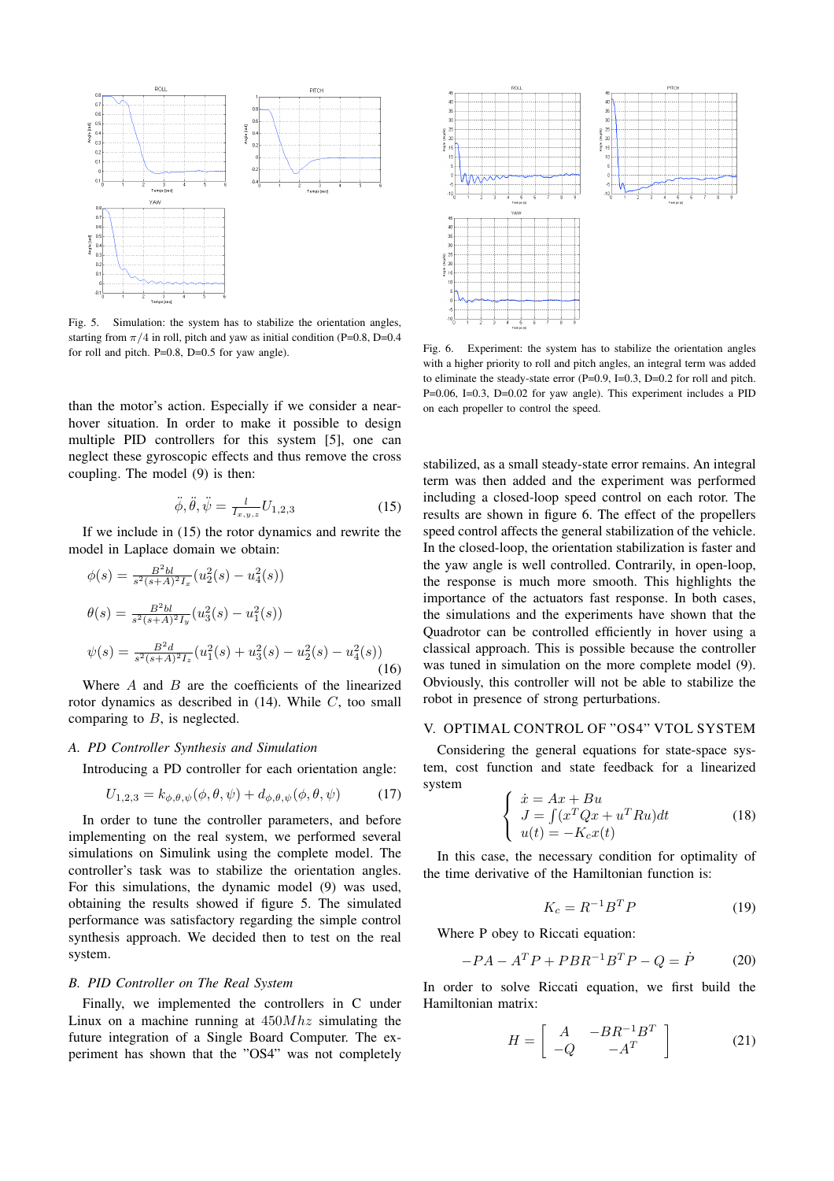Fig. 5. Simulation: the system has to stabilize the orientation angles, starting from $\pi/4$ in roll, pitch and yaw as initial condition (P=0.8, D=0.4 for roll and pitch. P=0.8, D=0.5 for yaw angle).

than the motor's action. Especially if we consider a near-hover situation. In order to make it possible to design multiple PID controllers for this system [5], one can neglect these gyroscopic effects and thus remove the cross coupling. The model (9) is then:

$$\ddot{\phi}, \ddot{\theta}, \ddot{\psi} = \frac{l}{I_{x,y,z}} U_{1,2,3} \tag{15}$$

If we include in (15) the rotor dynamics and rewrite the model in Laplace domain we obtain:

$$\phi(s) = \frac{B^2 bl}{s^2(s+A)^2 I_x}(u_2^2(s) - u_4^2(s))$$

$$\theta(s) = \frac{B^2 bl}{s^2(s+A)^2 I_y}(u_3^2(s) - u_1^2(s))$$

$$\psi(s) = \frac{B^2 d}{s^2(s+A)^2 I_z}(u_1^2(s) + u_3^2(s) - u_2^2(s) - u_4^2(s)) \tag{16}$$

Where $A$ and $B$ are the coefficients of the linearized rotor dynamics as described in (14). While $C$, too small comparing to $B$, is neglected.

### A. PD Controller Synthesis and Simulation

Introducing a PD controller for each orientation angle:

$$U_{1,2,3} = k_{\phi,\theta,\psi}(\phi, \theta, \psi) + d_{\phi,\theta,\psi}(\dot{\phi}, \dot{\theta}, \dot{\psi}) \tag{17}$$

In order to tune the controller parameters, and before implementing on the real system, we performed several simulations on Simulink using the complete model. The controller's task was to stabilize the orientation angles. For this simulations, the dynamic model (9) was used, obtaining the results showed if figure 5. The simulated performance was satisfactory regarding the simple control synthesis approach. We decided then to test on the real system.

### B. PID Controller on The Real System

Finally, we implemented the controllers in C under Linux on a machine running at $450Mhz$ simulating the future integration of a Single Board Computer. The experiment has shown that the "OS4" was not completely

Fig. 6. Experiment: the system has to stabilize the orientation angles with a higher priority to roll and pitch angles, an integral term was added to eliminate the steady-state error (P=0.9, I=0.3, D=0.2 for roll and pitch. P=0.06, I=0.3, D=0.02 for yaw angle). This experiment includes a PID on each propeller to control the speed.

stabilized, as a small steady-state error remains. An integral term was then added and the experiment was performed including a closed-loop speed control on each rotor. The results are shown in figure 6. The effect of the propellers speed control affects the general stabilization of the vehicle. In the closed-loop, the orientation stabilization is faster and the yaw angle is well controlled. Contrarily, in open-loop, the response is much more smooth. This highlights the importance of the actuators fast response. In both cases, the simulations and the experiments have shown that the Quadrotor can be controlled efficiently in hover using a classical approach. This is possible because the controller was tuned in simulation on the more complete model (9). Obviously, this controller will not be able to stabilize the robot in presence of strong perturbations.

## V. OPTIMAL CONTROL OF "OS4" VTOL SYSTEM

Considering the general equations for state-space system, cost function and state feedback for a linearized system

$$\begin{cases} \dot{x} = Ax + Bu \\ J = \int (x^T Q x + u^T R u) dt \\ u(t) = -K_c x(t) \end{cases} \tag{18}$$

In this case, the necessary condition for optimality of the time derivative of the Hamiltonian function is:

$$K_c = R^{-1} B^T P \tag{19}$$

Where P obey to Riccati equation:

$$-PA - A^T P + PBR^{-1}B^T P - Q = \dot{P} \tag{20}$$

In order to solve Riccati equation, we first build the Hamiltonian matrix:

$$H = \begin{bmatrix} A & -BR^{-1}B^T \\ -Q & -A^T \end{bmatrix} \tag{21}$$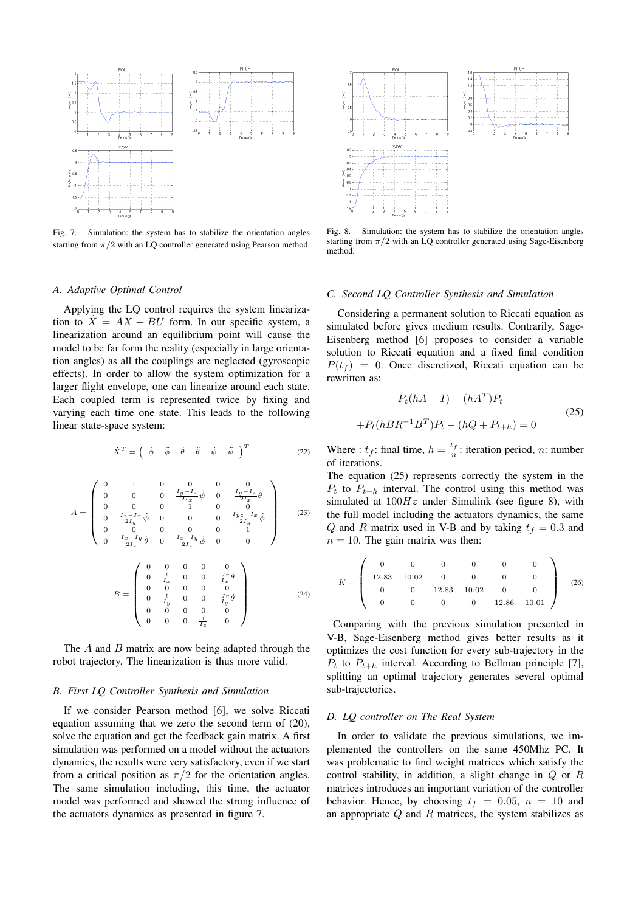Fig. 7. Simulation: the system has to stabilize the orientation angles starting from $\pi/2$ with an LQ controller generated using Pearson method.

Fig. 8. Simulation: the system has to stabilize the orientation angles starting from $\pi/2$ with an LQ controller generated using Sage-Eisenberg method.

### *A. Adaptive Optimal Control*

Applying the LQ control requires the system linearization to $\dot{X} = AX + BU$ form. In our specific system, a linearization around an equilibrium point will cause the model to be far form the reality (especially in large orientation angles) as all the couplings are neglected (gyroscopic effects). In order to allow the system optimization for a larger flight envelope, one can linearize around each state. Each coupled term is represented twice by fixing and varying each time one state. This leads to the following linear state-space system:

$$\dot{X}^T = \begin{pmatrix} \dot{\phi} & \ddot{\phi} & \dot{\theta} & \ddot{\theta} & \dot{\psi} & \ddot{\psi} \end{pmatrix}^T \tag{22}$$

$$A = \begin{pmatrix} 0 & 1 & 0 & 0 & 0 & 0 \\ 0 & 0 & 0 & \frac{I_y - I_z}{2I_x}\dot{\psi} & 0 & \frac{I_y - I_z}{2I_x}\dot{\theta} \\ 0 & 0 & 0 & 1 & 0 & 0 \\ 0 & \frac{I_z - I_x}{2I_y}\dot{\psi} & 0 & 0 & 0 & \frac{I_{yz} - I_x}{2I_y}\dot{\phi} \\ 0 & 0 & 0 & 0 & 0 & 1 \\ 0 & \frac{I_x - I_y}{2I_z}\dot{\theta} & 0 & \frac{I_x - I_y}{2I_z}\dot{\phi} & 0 & 0 \end{pmatrix} \tag{23}$$

$$B = \begin{pmatrix} 0 & 0 & 0 & 0 & 0 \\ 0 & \frac{l}{I_x} & 0 & 0 & \frac{J_r}{I_x}\dot{\theta} \\ 0 & 0 & 0 & 0 & 0 \\ 0 & \frac{l}{I_y} & 0 & 0 & \frac{J_r}{I_y}\dot{\theta} \\ 0 & 0 & 0 & 0 & 0 \\ 0 & 0 & 0 & \frac{1}{I_z} & 0 \end{pmatrix} \tag{24}$$

The $A$ and $B$ matrix are now being adapted through the robot trajectory. The linearization is thus more valid.

### *B. First LQ Controller Synthesis and Simulation*

If we consider Pearson method [6], we solve Riccati equation assuming that we zero the second term of (20), solve the equation and get the feedback gain matrix. A first simulation was performed on a model without the actuators dynamics, the results were very satisfactory, even if we start from a critical position as $\pi/2$ for the orientation angles. The same simulation including, this time, the actuator model was performed and showed the strong influence of the actuators dynamics as presented in figure 7.

### *C. Second LQ Controller Synthesis and Simulation*

Considering a permanent solution to Riccati equation as simulated before gives medium results. Contrarily, Sage-Eisenberg method [6] proposes to consider a variable solution to Riccati equation and a fixed final condition $P(t_f) = 0$. Once discretized, Riccati equation can be rewritten as:

$$\begin{gathered} -P_t(hA - I) - (hA^T)P_t \\ +P_t(hBR^{-1}B^T)P_t - (hQ + P_{t+h}) = 0 \end{gathered} \tag{25}$$

Where : $t_f$: final time, $h = \frac{t_f}{n}$: iteration period, $n$: number of iterations.

The equation (25) represents correctly the system in the $P_t$ to $P_{t+h}$ interval. The control using this method was simulated at $100Hz$ under Simulink (see figure 8), with the full model including the actuators dynamics, the same $Q$ and $R$ matrix used in V-B and by taking $t_f = 0.3$ and $n = 10$. The gain matrix was then:

$$K = \begin{pmatrix} 0 & 0 & 0 & 0 & 0 & 0 \\ 12.83 & 10.02 & 0 & 0 & 0 & 0 \\ 0 & 0 & 12.83 & 10.02 & 0 & 0 \\ 0 & 0 & 0 & 0 & 12.86 & 10.01 \end{pmatrix} \tag{26}$$

Comparing with the previous simulation presented in V-B, Sage-Eisenberg method gives better results as it optimizes the cost function for every sub-trajectory in the $P_t$ to $P_{t+h}$ interval. According to Bellman principle [7], splitting an optimal trajectory generates several optimal sub-trajectories.

### *D. LQ controller on The Real System*

In order to validate the previous simulations, we implemented the controllers on the same 450Mhz PC. It was problematic to find weight matrices which satisfy the control stability, in addition, a slight change in $Q$ or $R$ matrices introduces an important variation of the controller behavior. Hence, by choosing $t_f = 0.05$, $n = 10$ and an appropriate $Q$ and $R$ matrices, the system stabilizes as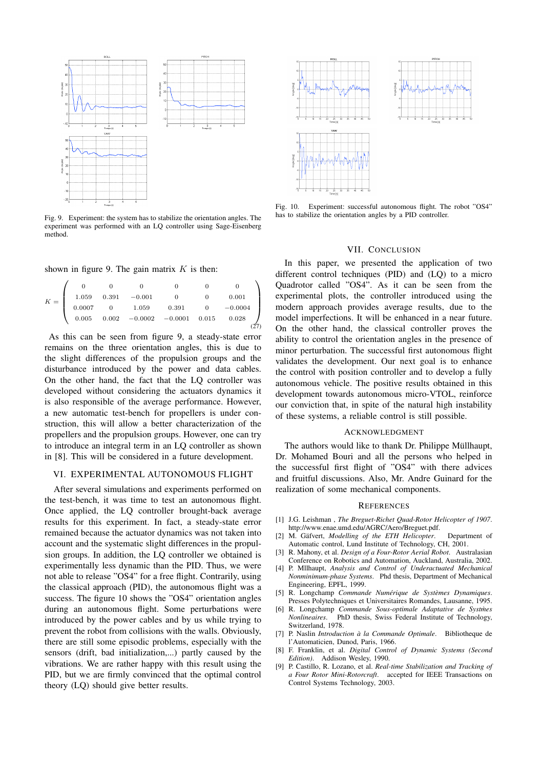ROLL

PITCH

YAW

Fig. 9. Experiment: the system has to stabilize the orientation angles. The experiment was performed with an LQ controller using Sage-Eisenberg method.

ROLL

PITCH

YAW

Fig. 10. Experiment: successful autonomous flight. The robot "OS4" has to stabilize the orientation angles by a PID controller.

shown in figure 9. The gain matrix $K$ is then:

$$K = \begin{pmatrix} 0 & 0 & 0 & 0 & 0 & 0 \\ 1.059 & 0.391 & -0.001 & 0 & 0 & 0.001 \\ 0.0007 & 0 & 1.059 & 0.391 & 0 & -0.0004 \\ 0.005 & 0.002 & -0.0002 & -0.0001 & 0.015 & 0.028 \end{pmatrix} \quad (27)$$

As this can be seen from figure 9, a steady-state error remains on the three orientation angles, this is due to the slight differences of the propulsion groups and the disturbance introduced by the power and data cables. On the other hand, the fact that the LQ controller was developed without considering the actuators dynamics it is also responsible of the average performance. However, a new automatic test-bench for propellers is under construction, this will allow a better characterization of the propellers and the propulsion groups. However, one can try to introduce an integral term in an LQ controller as shown in [8]. This will be considered in a future development.

## VI. Experimental Autonomous Flight

After several simulations and experiments performed on the test-bench, it was time to test an autonomous flight. Once applied, the LQ controller brought-back average results for this experiment. In fact, a steady-state error remained because the actuator dynamics was not taken into account and the systematic slight differences in the propulsion groups. In addition, the LQ controller we obtained is experimentally less dynamic than the PID. Thus, we were not able to release "OS4" for a free flight. Contrarily, using the classical approach (PID), the autonomous flight was a success. The figure 10 shows the "OS4" orientation angles during an autonomous flight. Some perturbations were introduced by the power cables and by us while trying to prevent the robot from collisions with the walls. Obviously, there are still some episodic problems, especially with the sensors (drift, bad initialization,...) partly caused by the vibrations. We are rather happy with this result using the PID, but we are firmly convinced that the optimal control theory (LQ) should give better results.

## VII. Conclusion

In this paper, we presented the application of two different control techniques (PID) and (LQ) to a micro Quadrotor called "OS4". As it can be seen from the experimental plots, the controller introduced using the modern approach provides average results, due to the model imperfections. It will be enhanced in a near future. On the other hand, the classical controller proves the ability to control the orientation angles in the presence of minor perturbation. The successful first autonomous flight validates the development. Our next goal is to enhance the control with position controller and to develop a fully autonomous vehicle. The positive results obtained in this development towards autonomous micro-VTOL, reinforce our conviction that, in spite of the natural high instability of these systems, a reliable control is still possible.

## Acknowledgment

The authors would like to thank Dr. Philippe Müllhaupt, Dr. Mohamed Bouri and all the persons who helped in the successful first flight of "OS4" with there advices and fruitful discussions. Also, Mr. Andre Guinard for the realization of some mechanical components.

## References

[1] J.G. Leishman , *The Breguet-Richet Quad-Rotor Helicopter of 1907*. http://www.enae.umd.edu/AGRC/Aero/Breguet.pdf.

[2] M. Gäfvert, *Modelling of the ETH Helicopter*. Department of Automatic control, Lund Institute of Technology, CH, 2001.

[3] R. Mahony, et al. *Design of a Four-Rotor Aerial Robot*. Australasian Conference on Robotics and Automation, Auckland, Australia, 2002.

[4] P. Mllhaupt, *Analysis and Control of Underactuated Mechanical Nonminimum-phase Systems*. Phd thesis, Department of Mechanical Engineering, EPFL, 1999.

[5] R. Longchamp *Commande Numérique de Systèmes Dynamiques*. Presses Polytechniques et Universitaires Romandes, Lausanne, 1995.

[6] R. Longchamp *Commande Sous-optimale Adaptative de Systmes Nonlineaires*. PhD thesis, Swiss Federal Institute of Technology, Switzerland, 1978.

[7] P. Naslin *Introduction à la Commande Optimale*. Bibliotheque de l'Automaticien, Dunod, Paris, 1966.

[8] F. Franklin, et al. *Digital Control of Dynamic Systems (Second Edition)*. Addison Wesley, 1990.

[9] P. Castillo, R. Lozano, et al. *Real-time Stabilization and Tracking of a Four Rotor Mini-Rotorcraft*. accepted for IEEE Transactions on Control Systems Technology, 2003.